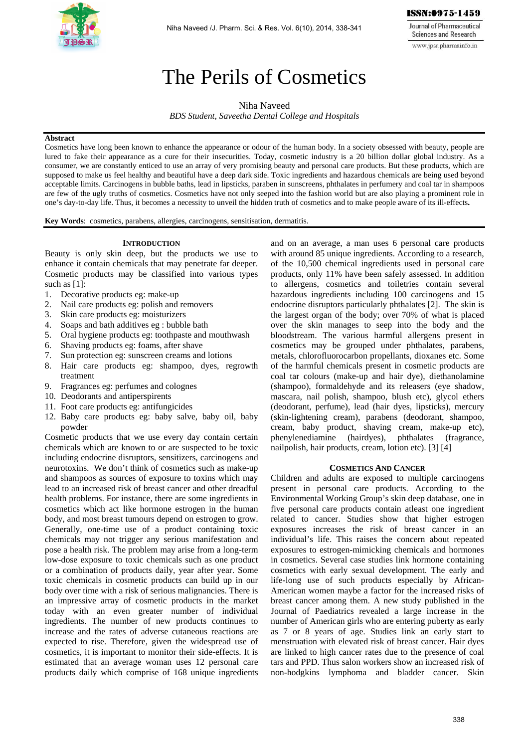# The Perils of Cosmetics

Niha Naveed

*BDS Student, Saveetha Dental College and Hospitals*

**Abstract**

Cosmetics have long been known to enhance the appearance or odour of the human body. In a society obsessed with beauty, people are lured to fake their appearance as a cure for their insecurities. Today, cosmetic industry is a 20 billion dollar global industry. As a consumer, we are constantly enticed to use an array of very promising beauty and personal care products. But these products, which are supposed to make us feel healthy and beautiful have a deep dark side. Toxic ingredients and hazardous chemicals are being used beyond acceptable limits. Carcinogens in bubble baths, lead in lipsticks, paraben in sunscreens, phthalates in perfumery and coal tar in shampoos are few of the ugly truths of cosmetics. Cosmetics have not only seeped into the fashion world but are also playing a prominent role in one's day-to-day life. Thus, it becomes a necessity to unveil the hidden truth of cosmetics and to make people aware of its ill-effects**.**

**Key Words**: cosmetics, parabens, allergies, carcinogens, sensitisation, dermatitis.

## Introduction

Beauty is only skin deep, but the products we use to enhance it contain chemicals that may penetrate far deeper. Cosmetic products may be classified into various types such as [1]:

1. Decorative products eg: make-up
2. Nail care products eg: polish and removers
3. Skin care products eg: moisturizers
4. Soaps and bath additives eg : bubble bath
5. Oral hygiene products eg: toothpaste and mouthwash
6. Shaving products eg: foams, after shave
7. Sun protection eg: sunscreen creams and lotions
8. Hair care products eg: shampoo, dyes, regrowth treatment
9. Fragrances eg: perfumes and colognes
10. Deodorants and antiperspirents
11. Foot care products eg: antifungicides
12. Baby care products eg: baby salve, baby oil, baby powder

Cosmetic products that we use every day contain certain chemicals which are known to or are suspected to be toxic including endocrine disruptors, sensitizers, carcinogens and neurotoxins. We don't think of cosmetics such as make-up and shampoos as sources of exposure to toxins which may lead to an increased risk of breast cancer and other dreadful health problems. For instance, there are some ingredients in cosmetics which act like hormone estrogen in the human body, and most breast tumours depend on estrogen to grow. Generally, one-time use of a product containing toxic chemicals may not trigger any serious manifestation and pose a health risk. The problem may arise from a long-term low-dose exposure to toxic chemicals such as one product or a combination of products daily, year after year. Some toxic chemicals in cosmetic products can build up in our body over time with a risk of serious malignancies. There is an impressive array of cosmetic products in the market today with an even greater number of individual ingredients. The number of new products continues to increase and the rates of adverse cutaneous reactions are expected to rise. Therefore, given the widespread use of cosmetics, it is important to monitor their side-effects. It is estimated that an average woman uses 12 personal care products daily which comprise of 168 unique ingredients and on an average, a man uses 6 personal care products with around 85 unique ingredients. According to a research, of the 10,500 chemical ingredients used in personal care products, only 11% have been safely assessed. In addition to allergens, cosmetics and toiletries contain several hazardous ingredients including 100 carcinogens and 15 endocrine disruptors particularly phthalates [2]. The skin is the largest organ of the body; over 70% of what is placed over the skin manages to seep into the body and the bloodstream. The various harmful allergens present in cosmetics may be grouped under phthalates, parabens, metals, chlorofluorocarbon propellants, dioxanes etc. Some of the harmful chemicals present in cosmetic products are coal tar colours (make-up and hair dye), diethanolamine (shampoo), formaldehyde and its releasers (eye shadow, mascara, nail polish, shampoo, blush etc), glycol ethers (deodorant, perfume), lead (hair dyes, lipsticks), mercury (skin-lightening cream), parabens (deodorant, shampoo, cream, baby product, shaving cream, make-up etc), phenylenediamine (hairdyes), phthalates (fragrance, nailpolish, hair products, cream, lotion etc). [3] [4]

## Cosmetics And Cancer

Children and adults are exposed to multiple carcinogens present in personal care products. According to the Environmental Working Group's skin deep database, one in five personal care products contain atleast one ingredient related to cancer. Studies show that higher estrogen exposures increases the risk of breast cancer in an individual's life. This raises the concern about repeated exposures to estrogen-mimicking chemicals and hormones in cosmetics. Several case studies link hormone containing cosmetics with early sexual development. The early and life-long use of such products especially by African-American women maybe a factor for the increased risks of breast cancer among them. A new study published in the Journal of Paediatrics revealed a large increase in the number of American girls who are entering puberty as early as 7 or 8 years of age. Studies link an early start to menstruation with elevated risk of breast cancer. Hair dyes are linked to high cancer rates due to the presence of coal tars and PPD. Thus salon workers show an increased risk of non-hodgkins lymphoma and bladder cancer. Skin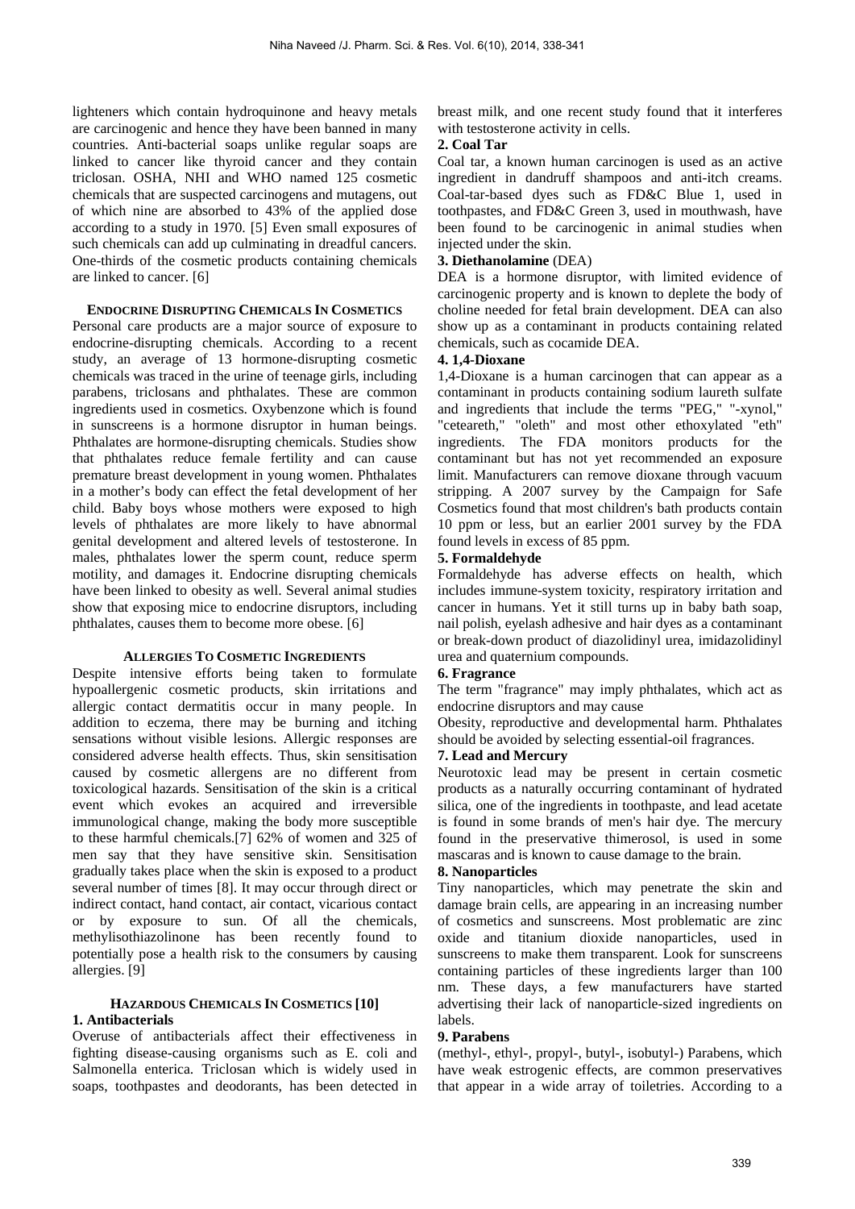lighteners which contain hydroquinone and heavy metals are carcinogenic and hence they have been banned in many countries. Anti-bacterial soaps unlike regular soaps are linked to cancer like thyroid cancer and they contain triclosan. OSHA, NHI and WHO named 125 cosmetic chemicals that are suspected carcinogens and mutagens, out of which nine are absorbed to 43% of the applied dose according to a study in 1970. [5] Even small exposures of such chemicals can add up culminating in dreadful cancers. One-thirds of the cosmetic products containing chemicals are linked to cancer. [6]

## ENDOCRINE DISRUPTING CHEMICALS IN COSMETICS

Personal care products are a major source of exposure to endocrine-disrupting chemicals. According to a recent study, an average of 13 hormone-disrupting cosmetic chemicals was traced in the urine of teenage girls, including parabens, triclosans and phthalates. These are common ingredients used in cosmetics. Oxybenzone which is found in sunscreens is a hormone disruptor in human beings. Phthalates are hormone-disrupting chemicals. Studies show that phthalates reduce female fertility and can cause premature breast development in young women. Phthalates in a mother's body can effect the fetal development of her child. Baby boys whose mothers were exposed to high levels of phthalates are more likely to have abnormal genital development and altered levels of testosterone. In males, phthalates lower the sperm count, reduce sperm motility, and damages it. Endocrine disrupting chemicals have been linked to obesity as well. Several animal studies show that exposing mice to endocrine disruptors, including phthalates, causes them to become more obese. [6]

## ALLERGIES TO COSMETIC INGREDIENTS

Despite intensive efforts being taken to formulate hypoallergenic cosmetic products, skin irritations and allergic contact dermatitis occur in many people. In addition to eczema, there may be burning and itching sensations without visible lesions. Allergic responses are considered adverse health effects. Thus, skin sensitisation caused by cosmetic allergens are no different from toxicological hazards. Sensitisation of the skin is a critical event which evokes an acquired and irreversible immunological change, making the body more susceptible to these harmful chemicals.[7] 62% of women and 325 of men say that they have sensitive skin. Sensitisation gradually takes place when the skin is exposed to a product several number of times [8]. It may occur through direct or indirect contact, hand contact, air contact, vicarious contact or by exposure to sun. Of all the chemicals, methylisothiazolinone has been recently found to potentially pose a health risk to the consumers by causing allergies. [9]

## HAZARDOUS CHEMICALS IN COSMETICS [10]

**1. Antibacterials**

Overuse of antibacterials affect their effectiveness in fighting disease-causing organisms such as E. coli and Salmonella enterica. Triclosan which is widely used in soaps, toothpastes and deodorants, has been detected in breast milk, and one recent study found that it interferes with testosterone activity in cells.

**2. Coal Tar**

Coal tar, a known human carcinogen is used as an active ingredient in dandruff shampoos and anti-itch creams. Coal-tar-based dyes such as FD&C Blue 1, used in toothpastes, and FD&C Green 3, used in mouthwash, have been found to be carcinogenic in animal studies when injected under the skin.

**3. Diethanolamine** (DEA)

DEA is a hormone disruptor, with limited evidence of carcinogenic property and is known to deplete the body of choline needed for fetal brain development. DEA can also show up as a contaminant in products containing related chemicals, such as cocamide DEA.

**4. 1,4-Dioxane**

1,4-Dioxane is a human carcinogen that can appear as a contaminant in products containing sodium laureth sulfate and ingredients that include the terms "PEG," "-xynol," "ceteareth," "oleth" and most other ethoxylated "eth" ingredients. The FDA monitors products for the contaminant but has not yet recommended an exposure limit. Manufacturers can remove dioxane through vacuum stripping. A 2007 survey by the Campaign for Safe Cosmetics found that most children's bath products contain 10 ppm or less, but an earlier 2001 survey by the FDA found levels in excess of 85 ppm.

**5. Formaldehyde**

Formaldehyde has adverse effects on health, which includes immune-system toxicity, respiratory irritation and cancer in humans. Yet it still turns up in baby bath soap, nail polish, eyelash adhesive and hair dyes as a contaminant or break-down product of diazolidinyl urea, imidazolidinyl urea and quaternium compounds.

**6. Fragrance**

The term "fragrance" may imply phthalates, which act as endocrine disruptors and may cause

Obesity, reproductive and developmental harm. Phthalates should be avoided by selecting essential-oil fragrances.

**7. Lead and Mercury**

Neurotoxic lead may be present in certain cosmetic products as a naturally occurring contaminant of hydrated silica, one of the ingredients in toothpaste, and lead acetate is found in some brands of men's hair dye. The mercury found in the preservative thimerosol, is used in some mascaras and is known to cause damage to the brain.

**8. Nanoparticles**

Tiny nanoparticles, which may penetrate the skin and damage brain cells, are appearing in an increasing number of cosmetics and sunscreens. Most problematic are zinc oxide and titanium dioxide nanoparticles, used in sunscreens to make them transparent. Look for sunscreens containing particles of these ingredients larger than 100 nm. These days, a few manufacturers have started advertising their lack of nanoparticle-sized ingredients on labels.

**9. Parabens**

(methyl-, ethyl-, propyl-, butyl-, isobutyl-) Parabens, which have weak estrogenic effects, are common preservatives that appear in a wide array of toiletries. According to a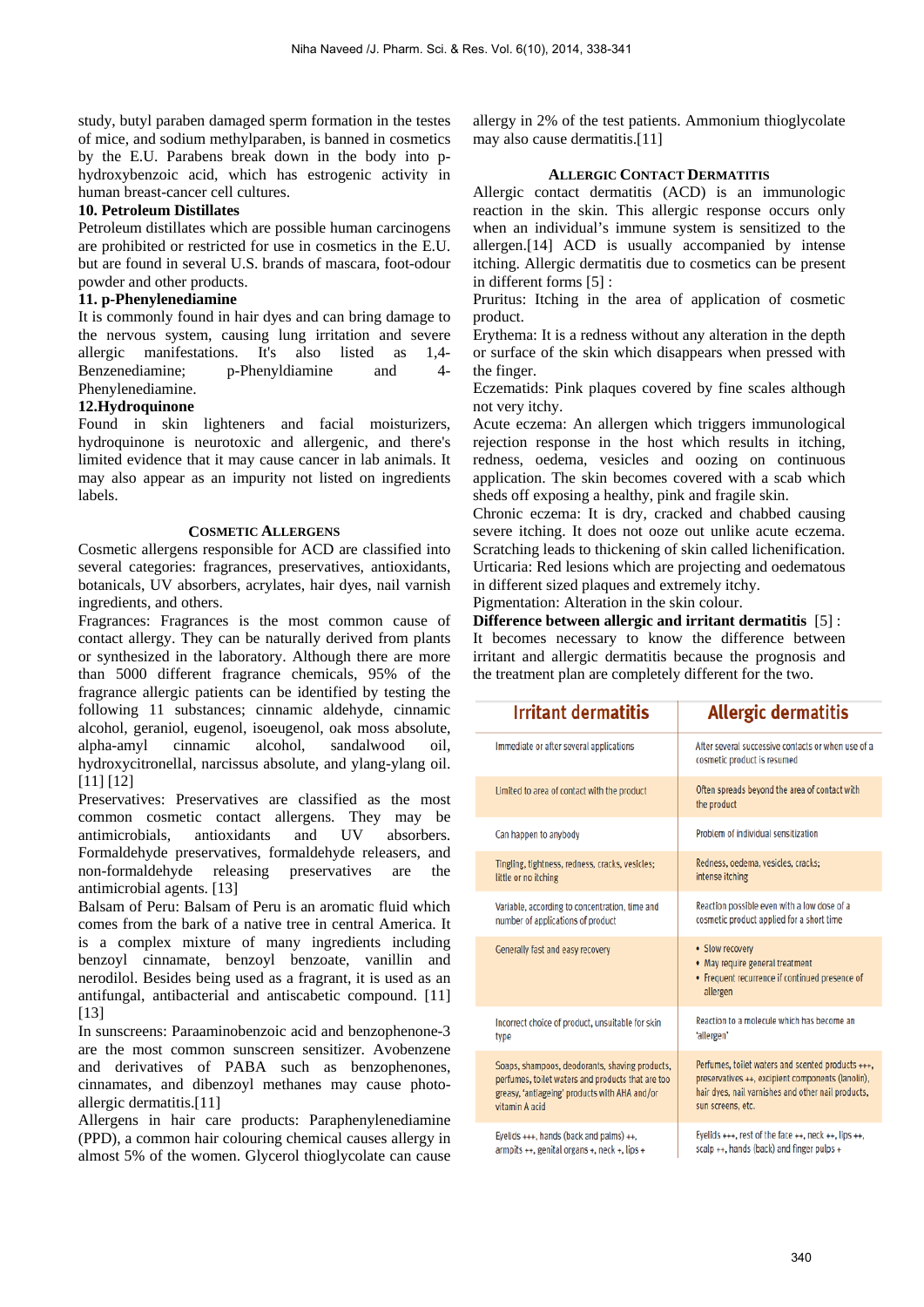study, butyl paraben damaged sperm formation in the testes of mice, and sodium methylparaben, is banned in cosmetics by the E.U. Parabens break down in the body into p-hydroxybenzoic acid, which has estrogenic activity in human breast-cancer cell cultures.

**10. Petroleum Distillates**

Petroleum distillates which are possible human carcinogens are prohibited or restricted for use in cosmetics in the E.U. but are found in several U.S. brands of mascara, foot-odour powder and other products.

**11. p-Phenylenediamine**

It is commonly found in hair dyes and can bring damage to the nervous system, causing lung irritation and severe allergic manifestations. It's also listed as 1,4-Benzenediamine; p-Phenyldiamine and 4-Phenylenediamine.

**12.Hydroquinone**

Found in skin lighteners and facial moisturizers, hydroquinone is neurotoxic and allergenic, and there's limited evidence that it may cause cancer in lab animals. It may also appear as an impurity not listed on ingredients labels.

## COSMETIC ALLERGENS

Cosmetic allergens responsible for ACD are classified into several categories: fragrances, preservatives, antioxidants, botanicals, UV absorbers, acrylates, hair dyes, nail varnish ingredients, and others.

Fragrances: Fragrances is the most common cause of contact allergy. They can be naturally derived from plants or synthesized in the laboratory. Although there are more than 5000 different fragrance chemicals, 95% of the fragrance allergic patients can be identified by testing the following 11 substances; cinnamic aldehyde, cinnamic alcohol, geraniol, eugenol, isoeugenol, oak moss absolute, alpha-amyl cinnamic alcohol, sandalwood oil, hydroxycitronellal, narcissus absolute, and ylang-ylang oil. [11] [12]

Preservatives: Preservatives are classified as the most common cosmetic contact allergens. They may be antimicrobials, antioxidants and UV absorbers. Formaldehyde preservatives, formaldehyde releasers, and non-formaldehyde releasing preservatives are the antimicrobial agents. [13]

Balsam of Peru: Balsam of Peru is an aromatic fluid which comes from the bark of a native tree in central America. It is a complex mixture of many ingredients including benzoyl cinnamate, benzoyl benzoate, vanillin and nerodilol. Besides being used as a fragrant, it is used as an antifungal, antibacterial and antiscabetic compound. [11] [13]

In sunscreens: Paraaminobenzoic acid and benzophenone-3 are the most common sunscreen sensitizer. Avobenzene and derivatives of PABA such as benzophenones, cinnamates, and dibenzoyl methanes may cause photo-allergic dermatitis.[11]

Allergens in hair care products: Paraphenylenediamine (PPD), a common hair colouring chemical causes allergy in almost 5% of the women. Glycerol thioglycolate can cause allergy in 2% of the test patients. Ammonium thioglycolate may also cause dermatitis.[11]

## ALLERGIC CONTACT DERMATITIS

Allergic contact dermatitis (ACD) is an immunologic reaction in the skin. This allergic response occurs only when an individual's immune system is sensitized to the allergen.[14] ACD is usually accompanied by intense itching. Allergic dermatitis due to cosmetics can be present in different forms [5] :

Pruritus: Itching in the area of application of cosmetic product.

Erythema: It is a redness without any alteration in the depth or surface of the skin which disappears when pressed with the finger.

Eczematids: Pink plaques covered by fine scales although not very itchy.

Acute eczema: An allergen which triggers immunological rejection response in the host which results in itching, redness, oedema, vesicles and oozing on continuous application. The skin becomes covered with a scab which sheds off exposing a healthy, pink and fragile skin.

Chronic eczema: It is dry, cracked and chabbed causing severe itching. It does not ooze out unlike acute eczema. Scratching leads to thickening of skin called lichenification.

Urticaria: Red lesions which are projecting and oedematous in different sized plaques and extremely itchy.

Pigmentation: Alteration in the skin colour.

**Difference between allergic and irritant dermatitis** [5] :

It becomes necessary to know the difference between irritant and allergic dermatitis because the prognosis and the treatment plan are completely different for the two.

| Irritant dermatitis | Allergic dermatitis |
|---|---|
| Immediate or after several applications | After several successive contacts or when use of a cosmetic product is resumed |
| Limited to area of contact with the product | Often spreads beyond the area of contact with the product |
| Can happen to anybody | Problem of individual sensitization |
| Tingling, tightness, redness, cracks, vesicles; little or no itching | Redness, oedema, vesicles, cracks; intense itching |
| Variable, according to concentration, time and number of applications of product | Reaction possible even with a low dose of a cosmetic product applied for a short time |
| Generally fast and easy recovery | • Slow recovery<br>• May require general treatment<br>• Frequent recurrence if continued presence of allergen |
| Incorrect choice of product, unsuitable for skin type | Reaction to a molecule which has become an 'allergen' |
| Soaps, shampoos, deodorants, shaving products, perfumes, toilet waters and products that are too greasy, 'antiageing' products with AHA and/or vitamin A acid | Perfumes, toilet waters and scented products +++, preservatives ++, excipient components (lanolin), hair dyes, nail varnishes and other nail products, sun screens, etc. |
| Eyelids +++, hands (back and palms) ++, armpits ++, genital organs +, neck +, lips + | Eyelids +++, rest of the face ++, neck ++, lips ++, scalp ++, hands (back) and finger pulps + |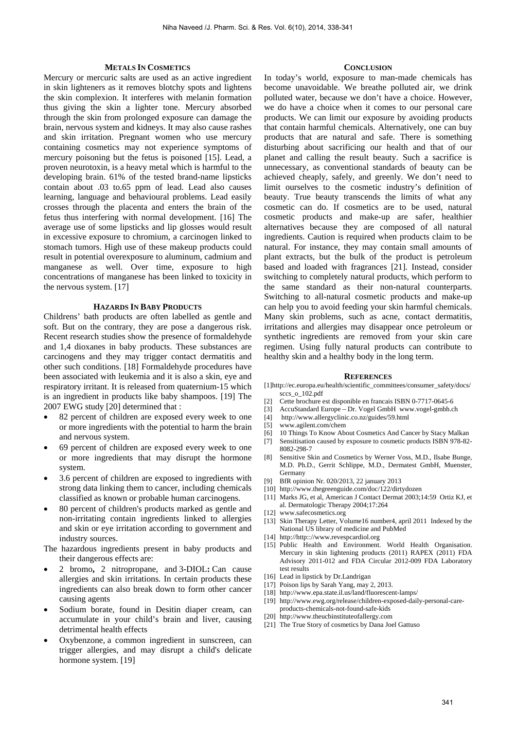## METALS IN COSMETICS

Mercury or mercuric salts are used as an active ingredient in skin lighteners as it removes blotchy spots and lightens the skin complexion. It interferes with melanin formation thus giving the skin a lighter tone. Mercury absorbed through the skin from prolonged exposure can damage the brain, nervous system and kidneys. It may also cause rashes and skin irritation. Pregnant women who use mercury containing cosmetics may not experience symptoms of mercury poisoning but the fetus is poisoned [15]. Lead, a proven neurotoxin, is a heavy metal which is harmful to the developing brain. 61% of the tested brand-name lipsticks contain about .03 to.65 ppm of lead. Lead also causes learning, language and behavioural problems. Lead easily crosses through the placenta and enters the brain of the fetus thus interfering with normal development. [16] The average use of some lipsticks and lip glosses would result in excessive exposure to chromium, a carcinogen linked to stomach tumors. High use of these makeup products could result in potential overexposure to aluminum, cadmium and manganese as well. Over time, exposure to high concentrations of manganese has been linked to toxicity in the nervous system. [17]

## HAZARDS IN BABY PRODUCTS

Childrens' bath products are often labelled as gentle and soft. But on the contrary, they are pose a dangerous risk. Recent research studies show the presence of formaldehyde and 1,4 dioxanes in baby products. These substances are carcinogens and they may trigger contact dermatitis and other such conditions. [18] Formaldehyde procedures have been associated with leukemia and it is also a skin, eye and respiratory irritant. It is released from quaternium-15 which is an ingredient in products like baby shampoos. [19] The 2007 EWG study [20] determined that :

- 82 percent of children are exposed every week to one or more ingredients with the potential to harm the brain and nervous system.
- 69 percent of children are exposed every week to one or more ingredients that may disrupt the hormone system.
- 3.6 percent of children are exposed to ingredients with strong data linking them to cancer, including chemicals classified as known or probable human carcinogens.
- 80 percent of children's products marked as gentle and non-irritating contain ingredients linked to allergies and skin or eye irritation according to government and industry sources.

The hazardous ingredients present in baby products and their dangerous effects are:

- 2 bromo**,** 2 nitropropane, and 3-DIOL**:** Can cause allergies and skin irritations. In certain products these ingredients can also break down to form other cancer causing agents
- Sodium borate, found in Desitin diaper cream, can accumulate in your child's brain and liver, causing detrimental health effects
- Oxybenzone, a common ingredient in sunscreen, can trigger allergies, and may disrupt a child's delicate hormone system. [19]

## CONCLUSION

In today's world, exposure to man-made chemicals has become unavoidable. We breathe polluted air, we drink polluted water, because we don't have a choice. However, we do have a choice when it comes to our personal care products. We can limit our exposure by avoiding products that contain harmful chemicals. Alternatively, one can buy products that are natural and safe. There is something disturbing about sacrificing our health and that of our planet and calling the result beauty. Such a sacrifice is unnecessary, as conventional standards of beauty can be achieved cheaply, safely, and greenly. We don't need to limit ourselves to the cosmetic industry's definition of beauty. True beauty transcends the limits of what any cosmetic can do. If cosmetics are to be used, natural cosmetic products and make-up are safer, healthier alternatives because they are composed of all natural ingredients. Caution is required when products claim to be natural. For instance, they may contain small amounts of plant extracts, but the bulk of the product is petroleum based and loaded with fragrances [21]. Instead, consider switching to completely natural products, which perform to the same standard as their non-natural counterparts. Switching to all-natural cosmetic products and make-up can help you to avoid feeding your skin harmful chemicals. Many skin problems, such as acne, contact dermatitis, irritations and allergies may disappear once petroleum or synthetic ingredients are removed from your skin care regimen. Using fully natural products can contribute to healthy skin and a healthy body in the long term.

## REFERENCES

[1] http://ec.europa.eu/health/scientific_committees/consumer_safety/docs/sccs_o_102.pdf
[2] Cette brochure est disponible en francais ISBN 0-7717-0645-6
[3] AccuStandard Europe – Dr. Vogel GmbH www.vogel-gmbh.ch
[4] http://www.allergyclinic.co.nz/guides/59.html
[5] www.agilent.com/chem
[6] 10 Things To Know About Cosmetics And Cancer by Stacy Malkan
[7] Sensitisation caused by exposure to cosmetic products ISBN 978-82-8082-298-7
[8] Sensitive Skin and Cosmetics by Werner Voss, M.D., Ilsabe Bunge, M.D. Ph.D., Gerrit Schlippe, M.D., Dermatest GmbH, Muenster, Germany
[9] BfR opinion Nr. 020/2013, 22 january 2013
[10] http://www.thegreenguide.com/doc/122/dirtydozen
[11] Marks JG, et al, American J Contact Dermat 2003;14:59 Ortiz KJ, et al. Dermatologic Therapy 2004;17:264
[12] www.safecosmetics.org
[13] Skin Therapy Letter, Volume16 number4, april 2011 Indexed by the National US library of medicine and PubMed
[14] http://http://www.revespcardiol.org
[15] Public Health and Environment. World Health Organisation. Mercury in skin lightening products (2011) RAPEX (2011) FDA Advisory 2011-012 and FDA Circular 2012-009 FDA Laboratory test results
[16] Lead in lipstick by Dr.Landrigan
[17] Poison lips by Sarah Yang, may 2, 2013.
[18] http://www.epa.state.il.us/land/fluorescent-lamps/
[19] http://www.ewg.org/release/children-exposed-daily-personal-care-products-chemicals-not-found-safe-kids
[20] http://www.theucbinstituteofallergy.com
[21] The True Story of cosmetics by Dana Joel Gattuso